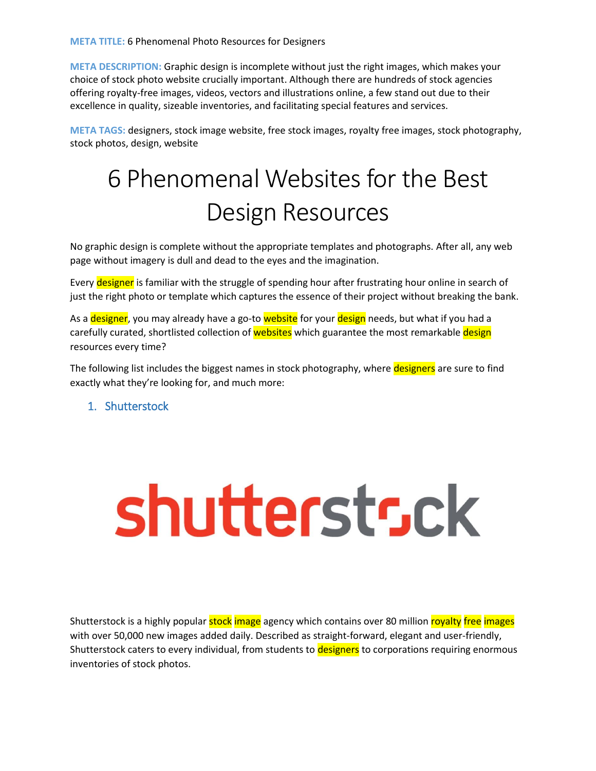**META TITLE:** 6 Phenomenal Photo Resources for Designers

**META DESCRIPTION:** Graphic design is incomplete without just the right images, which makes your choice of stock photo website crucially important. Although there are hundreds of stock agencies offering royalty-free images, videos, vectors and illustrations online, a few stand out due to their excellence in quality, sizeable inventories, and facilitating special features and services.

**META TAGS:** designers, stock image website, free stock images, royalty free images, stock photography, stock photos, design, website

# 6 Phenomenal Websites for the Best Design Resources

No graphic design is complete without the appropriate templates and photographs. After all, any web page without imagery is dull and dead to the eyes and the imagination.

Every designer is familiar with the struggle of spending hour after frustrating hour online in search of just the right photo or template which captures the essence of their project without breaking the bank.

As a designer, you may already have a go-to website for your design needs, but what if you had a carefully curated, shortlisted collection of websites which guarantee the most remarkable design resources every time?

The following list includes the biggest names in stock photography, where designers are sure to find exactly what they're looking for, and much more:

## 1. Shutterstock

Shutterstock is a highly popular stock image agency which contains over 80 million royalty free images with over 50,000 new images added daily. Described as straight-forward, elegant and user-friendly, Shutterstock caters to every individual, from students to designers to corporations requiring enormous inventories of stock photos.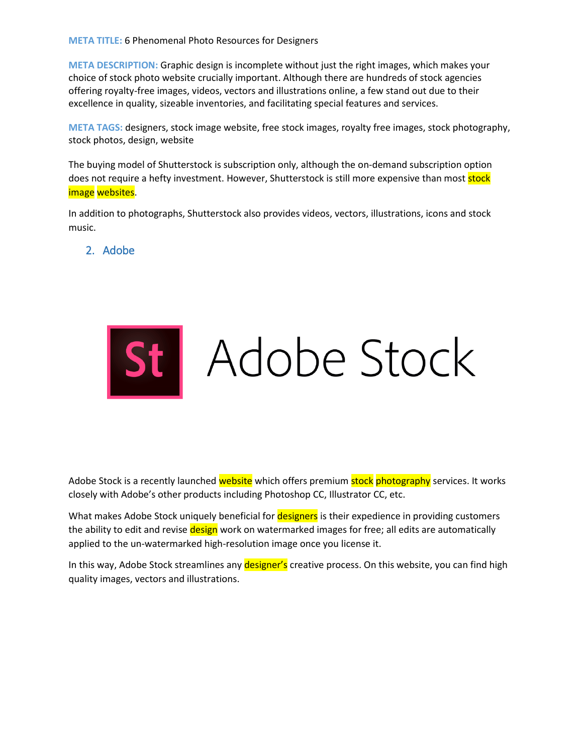**META TITLE:** 6 Phenomenal Photo Resources for Designers

**META DESCRIPTION:** Graphic design is incomplete without just the right images, which makes your choice of stock photo website crucially important. Although there are hundreds of stock agencies offering royalty-free images, videos, vectors and illustrations online, a few stand out due to their excellence in quality, sizeable inventories, and facilitating special features and services.

**META TAGS:** designers, stock image website, free stock images, royalty free images, stock photography, stock photos, design, website

The buying model of Shutterstock is subscription only, although the on-demand subscription option does not require a hefty investment. However, Shutterstock is still more expensive than most stock image websites.

In addition to photographs, Shutterstock also provides videos, vectors, illustrations, icons and stock music.

## 2. Adobe

Adobe Stock

Adobe Stock is a recently launched website which offers premium stock photography services. It works closely with Adobe's other products including Photoshop CC, Illustrator CC, etc.

What makes Adobe Stock uniquely beneficial for designers is their expedience in providing customers the ability to edit and revise design work on watermarked images for free; all edits are automatically applied to the un-watermarked high-resolution image once you license it.

In this way, Adobe Stock streamlines any designer's creative process. On this website, you can find high quality images, vectors and illustrations.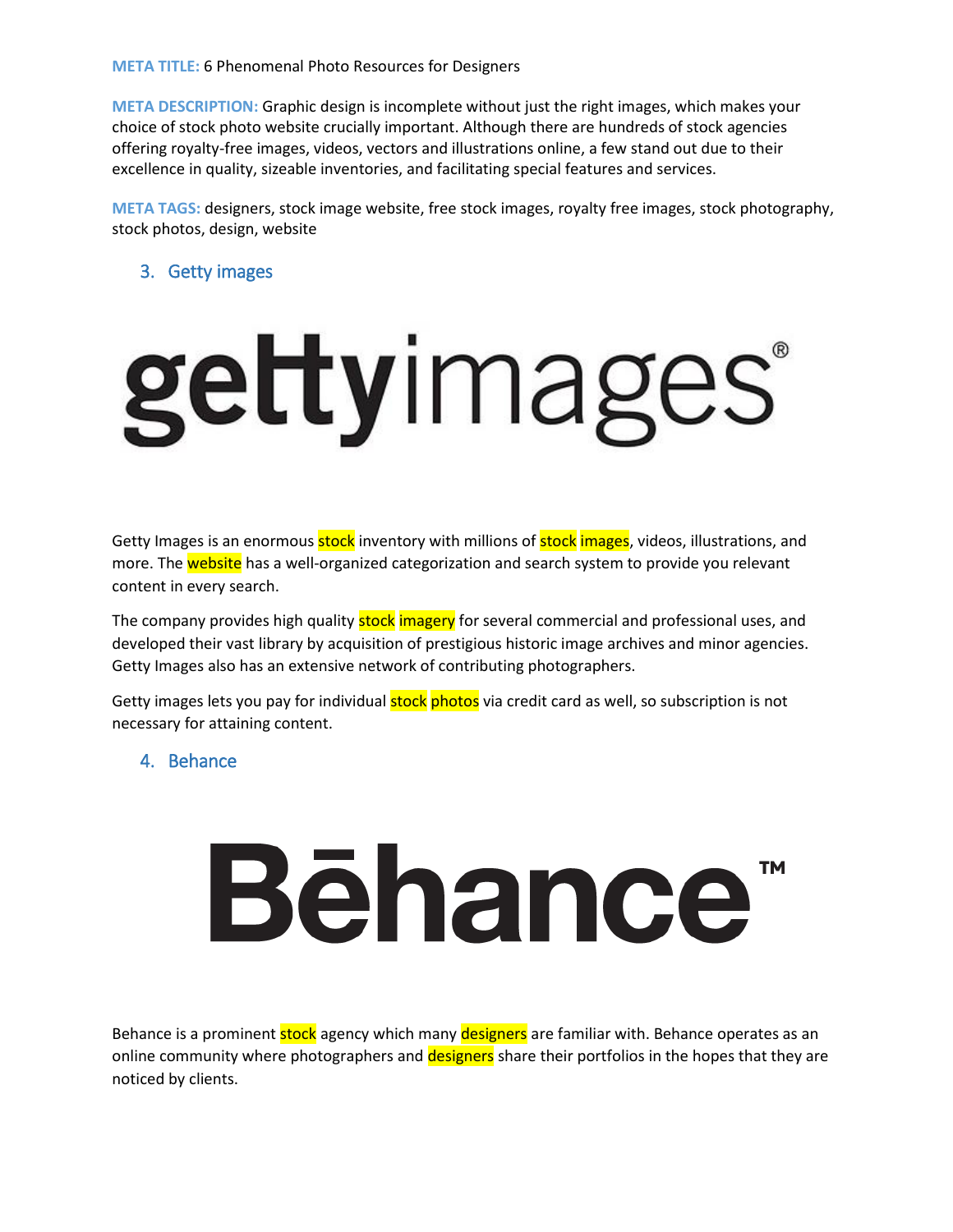**META TITLE:** 6 Phenomenal Photo Resources for Designers

**META DESCRIPTION:** Graphic design is incomplete without just the right images, which makes your choice of stock photo website crucially important. Although there are hundreds of stock agencies offering royalty-free images, videos, vectors and illustrations online, a few stand out due to their excellence in quality, sizeable inventories, and facilitating special features and services.

**META TAGS:** designers, stock image website, free stock images, royalty free images, stock photography, stock photos, design, website

## 3. Getty images

gettyimages®

Getty Images is an enormous stock inventory with millions of stock images, videos, illustrations, and more. The website has a well-organized categorization and search system to provide you relevant content in every search.

The company provides high quality stock imagery for several commercial and professional uses, and developed their vast library by acquisition of prestigious historic image archives and minor agencies. Getty Images also has an extensive network of contributing photographers.

Getty images lets you pay for individual stock photos via credit card as well, so subscription is not necessary for attaining content.

## 4. Behance

Bēhance™

Behance is a prominent stock agency which many designers are familiar with. Behance operates as an online community where photographers and designers share their portfolios in the hopes that they are noticed by clients.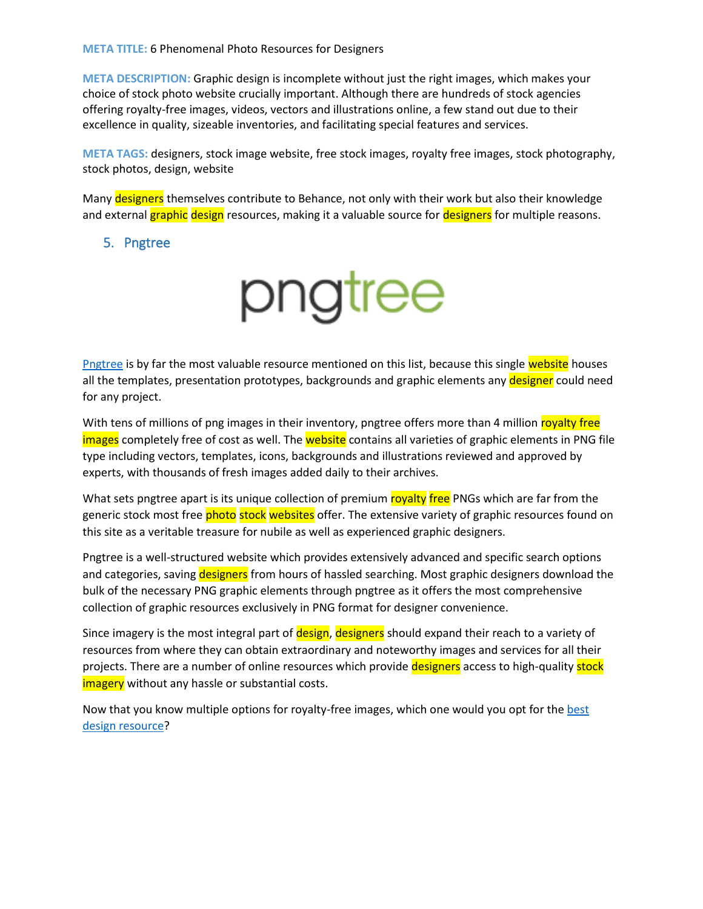**META TITLE:** 6 Phenomenal Photo Resources for Designers

**META DESCRIPTION:** Graphic design is incomplete without just the right images, which makes your choice of stock photo website crucially important. Although there are hundreds of stock agencies offering royalty-free images, videos, vectors and illustrations online, a few stand out due to their excellence in quality, sizeable inventories, and facilitating special features and services.

**META TAGS:** designers, stock image website, free stock images, royalty free images, stock photography, stock photos, design, website

Many designers themselves contribute to Behance, not only with their work but also their knowledge and external graphic design resources, making it a valuable source for designers for multiple reasons.

## 5. Pngtree

pngtree

Pngtree is by far the most valuable resource mentioned on this list, because this single website houses all the templates, presentation prototypes, backgrounds and graphic elements any designer could need for any project.

With tens of millions of png images in their inventory, pngtree offers more than 4 million royalty free images completely free of cost as well. The website contains all varieties of graphic elements in PNG file type including vectors, templates, icons, backgounds and illustrations reviewed and approved by experts, with thousands of fresh images added daily to their archives.

What sets pngtree apart is its unique collection of premium royalty free PNGs which are far from the generic stock most free photo stock websites offer. The extensive variety of graphic resources found on this site as a veritable treasure for nubile as well as experienced graphic designers.

Pngtree is a well-structured website which provides extensively advanced and specific search options and categories, saving designers from hours of hassled searching. Most graphic designers download the bulk of the necessary PNG graphic elements through pngtree as it offers the most comprehensive collection of graphic resources exclusively in PNG format for designer convenience.

Since imagery is the most integral part of design, designers should expand their reach to a variety of resources from where they can obtain extraordinary and noteworthy images and services for all their projects. There are a number of online resources which provide designers access to high-quality stock imagery without any hassle or substantial costs.

Now that you know multiple options for royalty-free images, which one would you opt for the best design resource?